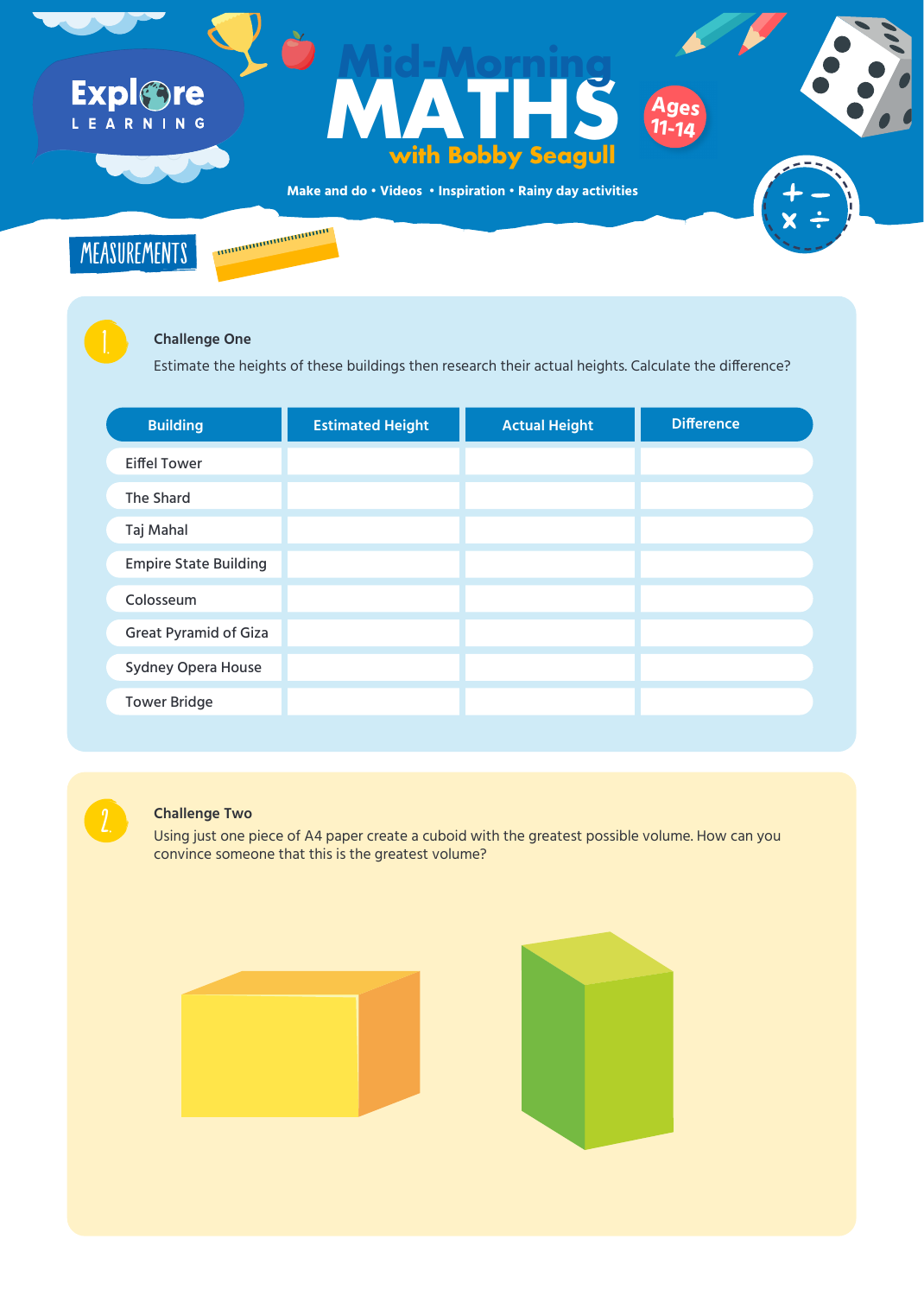Explore LEARNING

# Mid-Morning MATHS with Bobby Seagull

Ages 11-14

Make and do • Videos • Inspiration • Rainy day activities

## MEASUREMENTS

### 1. Challenge One

Estimate the heights of these buildings then research their actual heights. Calculate the difference?

| Building | Estimated Height | Actual Height | Difference |
|---|---|---|---|
| Eiffel Tower | | | |
| The Shard | | | |
| Taj Mahal | | | |
| Empire State Building | | | |
| Colosseum | | | |
| Great Pyramid of Giza | | | |
| Sydney Opera House | | | |
| Tower Bridge | | | |

### 2. Challenge Two

Using just one piece of A4 paper create a cuboid with the greatest possible volume. How can you convince someone that this is the greatest volume?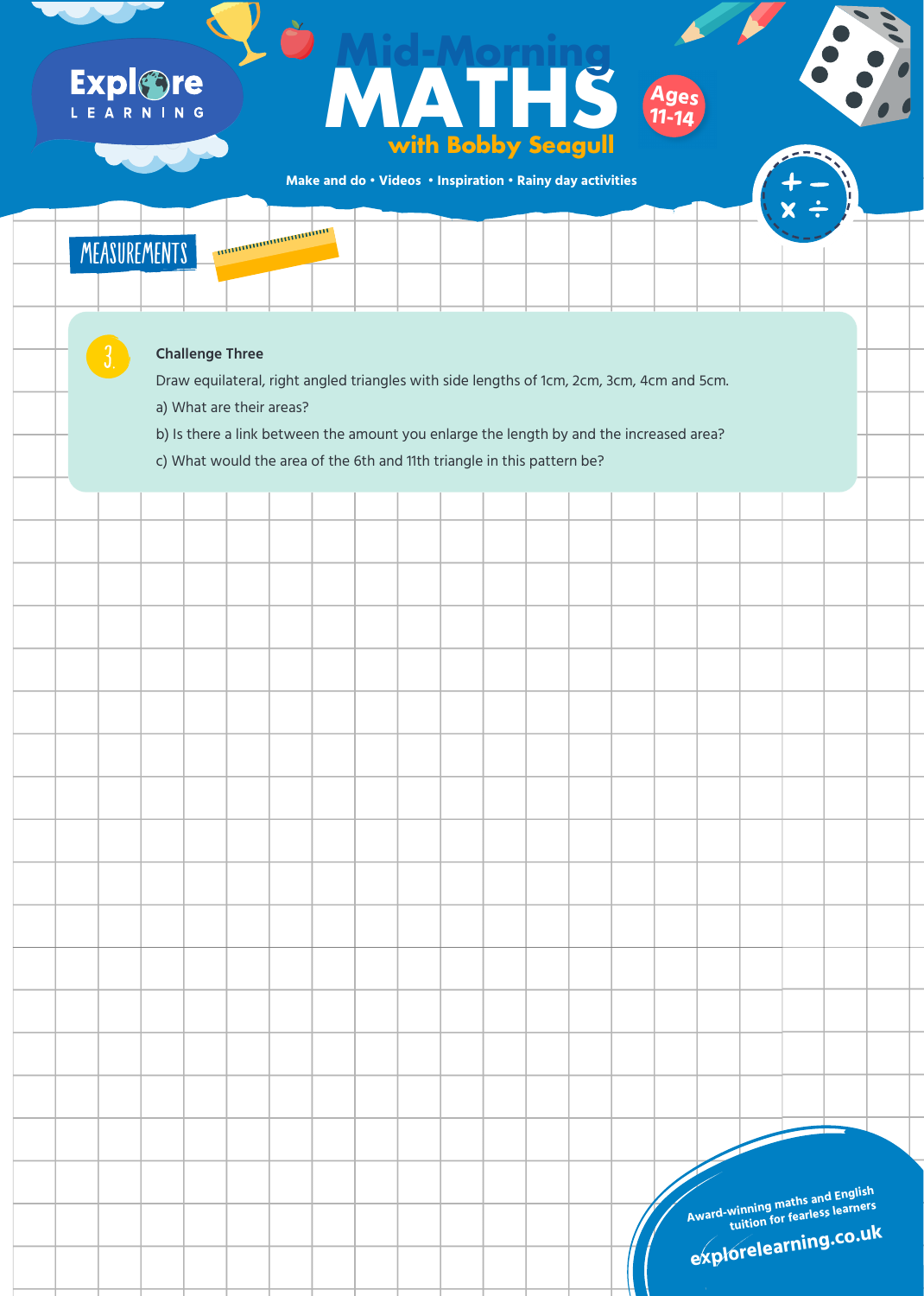Explore LEARNING

# Mid-Morning MATHS with Bobby Seagull

Ages 11-14

Make and do • Videos • Inspiration • Rainy day activities

## MEASUREMENTS

3.

**Challenge Three**

Draw equilateral, right angled triangles with side lengths of 1cm, 2cm, 3cm, 4cm and 5cm.

a) What are their areas?

b) Is there a link between the amount you enlarge the length by and the increased area?

c) What would the area of the 6th and 11th triangle in this pattern be?

Award-winning maths and English tuition for fearless learners

explorelearning.co.uk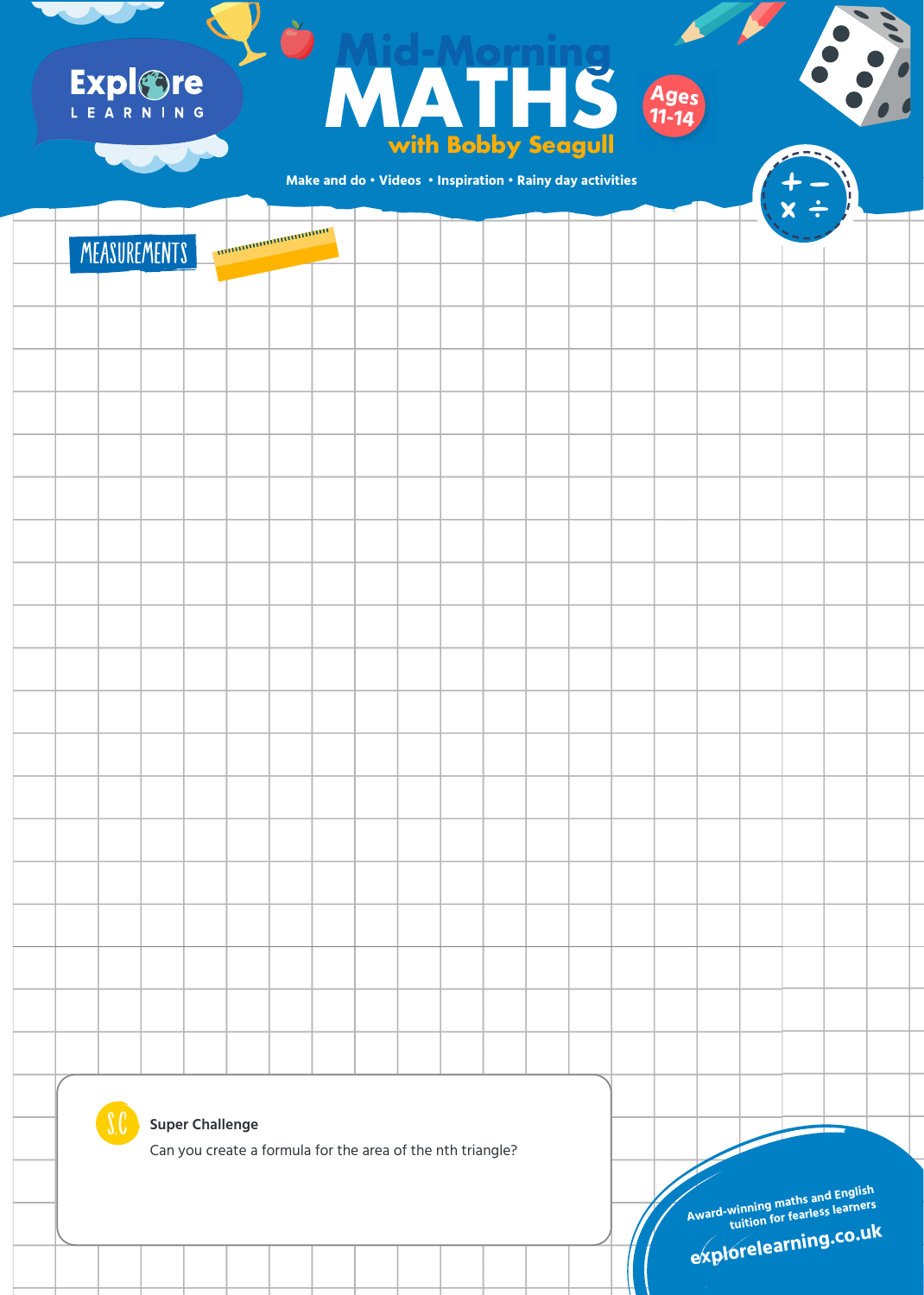MEASUREMENTS

**Super Challenge**

Can you create a formula for the area of the nth triangle?